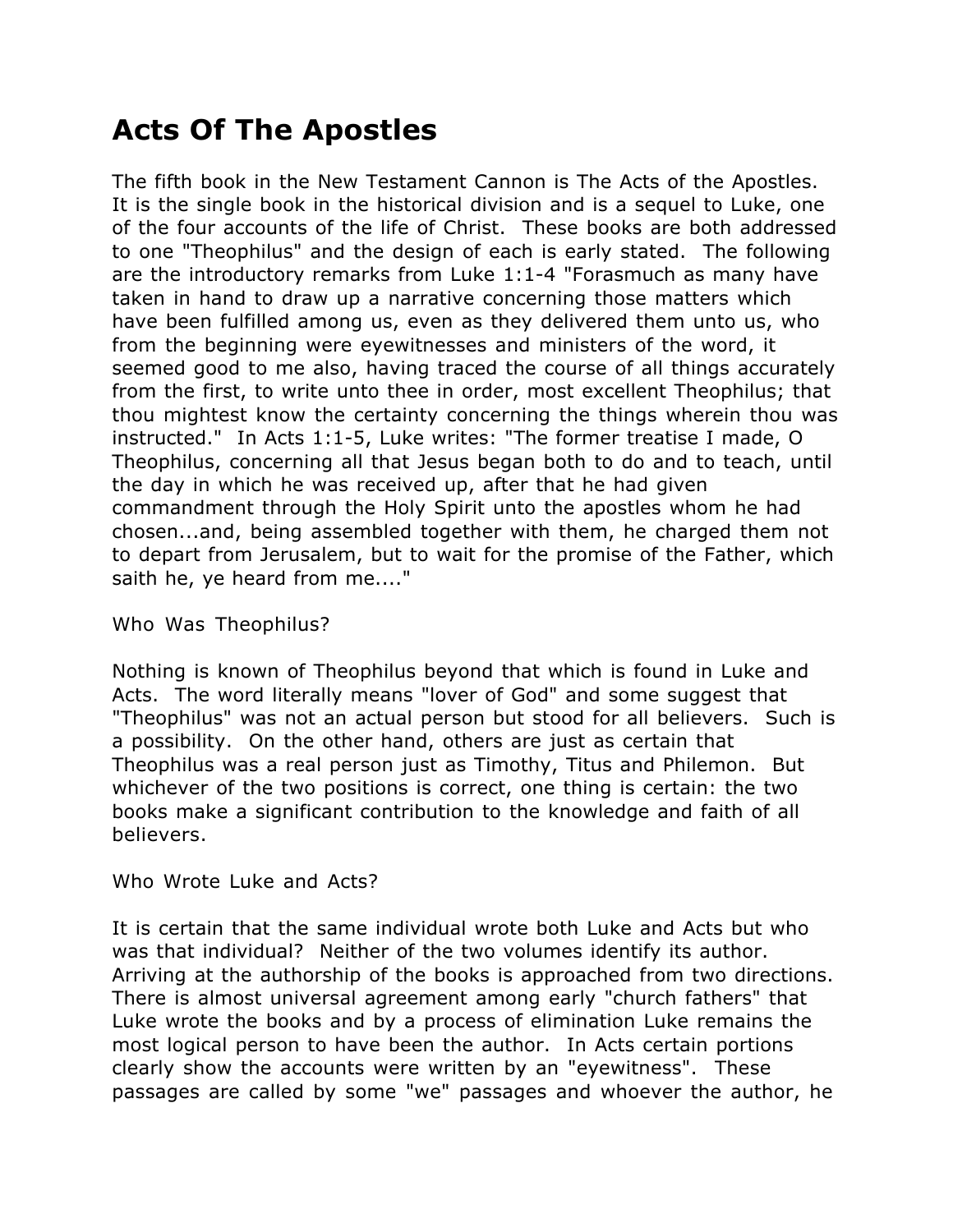# Acts Of The Apostles

The fifth book in the New Testament Cannon is The Acts of the Apostles. It is the single book in the historical division and is a sequel to Luke, one of the four accounts of the life of Christ. These books are both addressed to one "Theophilus" and the design of each is early stated. The following are the introductory remarks from Luke 1:1-4 "Forasmuch as many have taken in hand to draw up a narrative concerning those matters which have been fulfilled among us, even as they delivered them unto us, who from the beginning were eyewitnesses and ministers of the word, it seemed good to me also, having traced the course of all things accurately from the first, to write unto thee in order, most excellent Theophilus; that thou mightest know the certainty concerning the things wherein thou was instructed." In Acts 1:1-5, Luke writes: "The former treatise I made, O Theophilus, concerning all that Jesus began both to do and to teach, until the day in which he was received up, after that he had given commandment through the Holy Spirit unto the apostles whom he had chosen...and, being assembled together with them, he charged them not to depart from Jerusalem, but to wait for the promise of the Father, which saith he, ye heard from me...."

Who Was Theophilus?

Nothing is known of Theophilus beyond that which is found in Luke and Acts. The word literally means "lover of God" and some suggest that "Theophilus" was not an actual person but stood for all believers. Such is a possibility. On the other hand, others are just as certain that Theophilus was a real person just as Timothy, Titus and Philemon. But whichever of the two positions is correct, one thing is certain: the two books make a significant contribution to the knowledge and faith of all believers.

Who Wrote Luke and Acts?

It is certain that the same individual wrote both Luke and Acts but who was that individual? Neither of the two volumes identify its author. Arriving at the authorship of the books is approached from two directions. There is almost universal agreement among early "church fathers" that Luke wrote the books and by a process of elimination Luke remains the most logical person to have been the author. In Acts certain portions clearly show the accounts were written by an "eyewitness". These passages are called by some "we" passages and whoever the author, he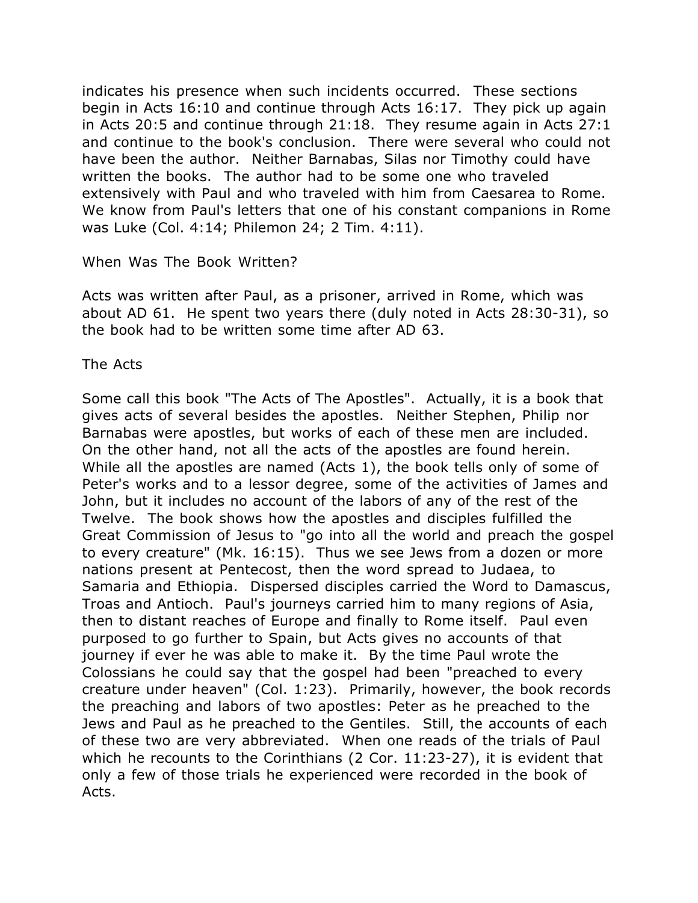indicates his presence when such incidents occurred. These sections begin in Acts 16:10 and continue through Acts 16:17. They pick up again in Acts 20:5 and continue through 21:18. They resume again in Acts 27:1 and continue to the book's conclusion. There were several who could not have been the author. Neither Barnabas, Silas nor Timothy could have written the books. The author had to be some one who traveled extensively with Paul and who traveled with him from Caesarea to Rome. We know from Paul's letters that one of his constant companions in Rome was Luke (Col. 4:14; Philemon 24; 2 Tim. 4:11).

## When Was The Book Written?

Acts was written after Paul, as a prisoner, arrived in Rome, which was about AD 61. He spent two years there (duly noted in Acts 28:30-31), so the book had to be written some time after AD 63.

## The Acts

Some call this book "The Acts of The Apostles". Actually, it is a book that gives acts of several besides the apostles. Neither Stephen, Philip nor Barnabas were apostles, but works of each of these men are included. On the other hand, not all the acts of the apostles are found herein. While all the apostles are named (Acts 1), the book tells only of some of Peter's works and to a lessor degree, some of the activities of James and John, but it includes no account of the labors of any of the rest of the Twelve. The book shows how the apostles and disciples fulfilled the Great Commission of Jesus to "go into all the world and preach the gospel to every creature" (Mk. 16:15). Thus we see Jews from a dozen or more nations present at Pentecost, then the word spread to Judaea, to Samaria and Ethiopia. Dispersed disciples carried the Word to Damascus, Troas and Antioch. Paul's journeys carried him to many regions of Asia, then to distant reaches of Europe and finally to Rome itself. Paul even purposed to go further to Spain, but Acts gives no accounts of that journey if ever he was able to make it. By the time Paul wrote the Colossians he could say that the gospel had been "preached to every creature under heaven" (Col. 1:23). Primarily, however, the book records the preaching and labors of two apostles: Peter as he preached to the Jews and Paul as he preached to the Gentiles. Still, the accounts of each of these two are very abbreviated. When one reads of the trials of Paul which he recounts to the Corinthians (2 Cor. 11:23-27), it is evident that only a few of those trials he experienced were recorded in the book of Acts.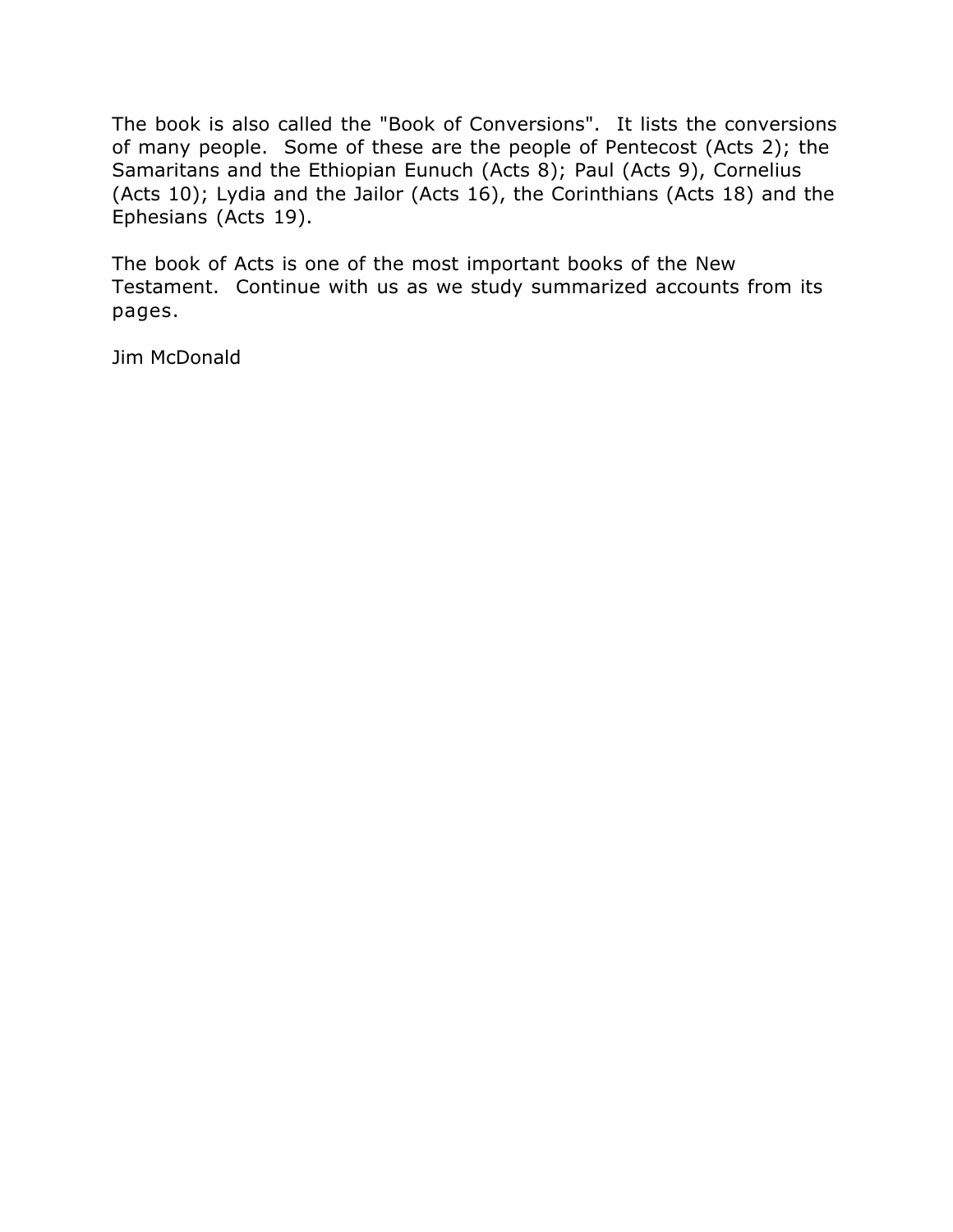The book is also called the "Book of Conversions". It lists the conversions of many people. Some of these are the people of Pentecost (Acts 2); the Samaritans and the Ethiopian Eunuch (Acts 8); Paul (Acts 9), Cornelius (Acts 10); Lydia and the Jailor (Acts 16), the Corinthians (Acts 18) and the Ephesians (Acts 19).

The book of Acts is one of the most important books of the New Testament. Continue with us as we study summarized accounts from its pages.

Jim McDonald